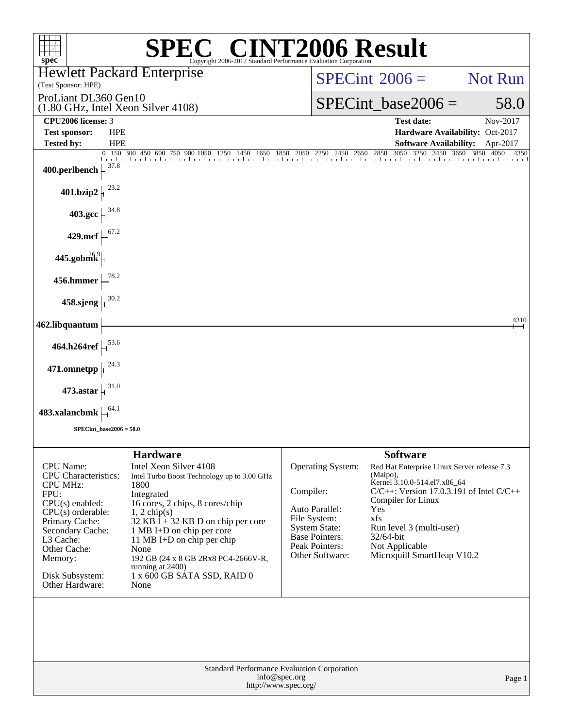# SPEC® CINT2006 Result

Copyright 2006-2017 Standard Performance Evaluation Corporation

**Hewlett Packard Enterprise**
(Test Sponsor: HPE)

ProLiant DL360 Gen10
(1.80 GHz, Intel Xeon Silver 4108)

SPECint_2006 = Not Run

SPECint_base2006 = 58.0

| | | | |
|---|---|---|---|
| **CPU2006 license:** | 3 | **Test date:** | Nov-2017 |
| **Test sponsor:** | HPE | **Hardware Availability:** | Oct-2017 |
| **Tested by:** | HPE | **Software Availability:** | Apr-2017 |

| Benchmark | Base Ratio |
|---|---|
| 400.perlbench | 37.8 |
| 401.bzip2 | 23.2 |
| 403.gcc | 34.8 |
| 429.mcf | 67.2 |
| 445.gobmk | 26.9 |
| 456.hmmer | 78.2 |
| 458.sjeng | 30.2 |
| 462.libquantum | 4310 |
| 464.h264ref | 53.6 |
| 471.omnetpp | 24.3 |
| 473.astar | 31.0 |
| 483.xalancbmk | 64.1 |

SPECint_base2006 = 58.0

## Hardware

| | |
|---|---|
| CPU Name: | Intel Xeon Silver 4108 |
| CPU Characteristics: | Intel Turbo Boost Technology up to 3.00 GHz |
| CPU MHz: | 1800 |
| FPU: | Integrated |
| CPU(s) enabled: | 16 cores, 2 chips, 8 cores/chip |
| CPU(s) orderable: | 1, 2 chip(s) |
| Primary Cache: | 32 KB I + 32 KB D on chip per core |
| Secondary Cache: | 1 MB I+D on chip per core |
| L3 Cache: | 11 MB I+D on chip per chip |
| Other Cache: | None |
| Memory: | 192 GB (24 x 8 GB 2Rx8 PC4-2666V-R, running at 2400) |
| Disk Subsystem: | 1 x 600 GB SATA SSD, RAID 0 |
| Other Hardware: | None |

## Software

| | |
|---|---|
| Operating System: | Red Hat Enterprise Linux Server release 7.3 (Maipo), Kernel 3.10.0-514.el7.x86_64 |
| Compiler: | C/C++: Version 17.0.3.191 of Intel C/C++ Compiler for Linux |
| Auto Parallel: | Yes |
| File System: | xfs |
| System State: | Run level 3 (multi-user) |
| Base Pointers: | 32/64-bit |
| Peak Pointers: | Not Applicable |
| Other Software: | Microquill SmartHeap V10.2 |

Standard Performance Evaluation Corporation
info@spec.org
http://www.spec.org/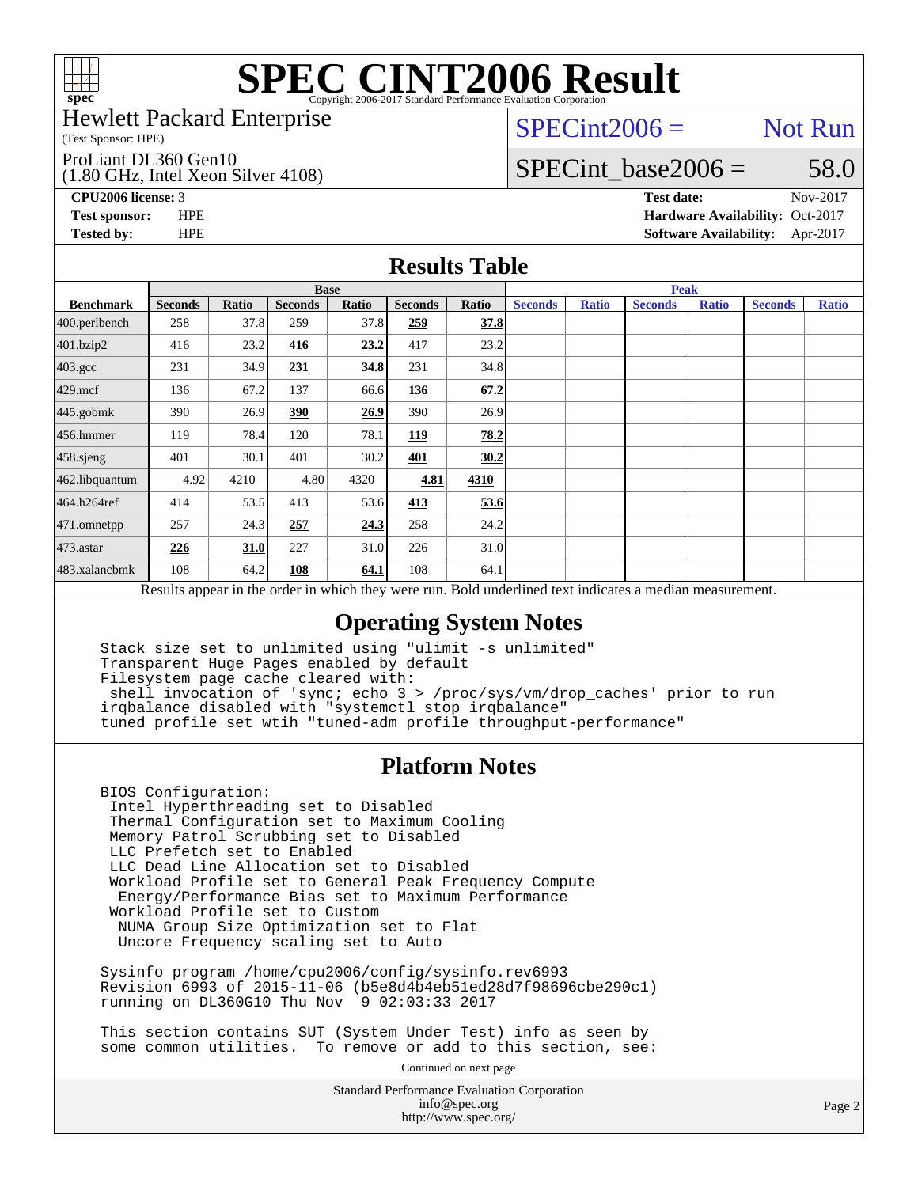# SPEC CINT2006 Result

Copyright 2006-2017 Standard Performance Evaluation Corporation

Hewlett Packard Enterprise
(Test Sponsor: HPE)

ProLiant DL360 Gen10
(1.80 GHz, Intel Xeon Silver 4108)

SPECint2006 = Not Run

SPECint_base2006 = 58.0

| | | | |
|---|---|---|---|
| **CPU2006 license:** 3 | | **Test date:** | Nov-2017 |
| **Test sponsor:** | HPE | **Hardware Availability:** | Oct-2017 |
| **Tested by:** | HPE | **Software Availability:** | Apr-2017 |

## Results Table

| | Base | | | | | | Peak | | | | | |
|---|---|---|---|---|---|---|---|---|---|---|---|---|
| **Benchmark** | **Seconds** | **Ratio** | **Seconds** | **Ratio** | **Seconds** | **Ratio** | **Seconds** | **Ratio** | **Seconds** | **Ratio** | **Seconds** | **Ratio** |
| 400.perlbench | 258 | 37.8 | 259 | 37.8 | **259** | **37.8** | | | | | | |
| 401.bzip2 | 416 | 23.2 | **416** | **23.2** | 417 | 23.2 | | | | | | |
| 403.gcc | 231 | 34.9 | **231** | **34.8** | 231 | 34.8 | | | | | | |
| 429.mcf | 136 | 67.2 | 137 | 66.6 | **136** | **67.2** | | | | | | |
| 445.gobmk | 390 | 26.9 | **390** | **26.9** | 390 | 26.9 | | | | | | |
| 456.hmmer | 119 | 78.4 | 120 | 78.1 | **119** | **78.2** | | | | | | |
| 458.sjeng | 401 | 30.1 | 401 | 30.2 | **401** | **30.2** | | | | | | |
| 462.libquantum | 4.92 | 4210 | 4.80 | 4320 | **4.81** | **4310** | | | | | | |
| 464.h264ref | 414 | 53.5 | 413 | 53.6 | **413** | **53.6** | | | | | | |
| 471.omnetpp | 257 | 24.3 | **257** | **24.3** | 258 | 24.2 | | | | | | |
| 473.astar | **226** | **31.0** | 227 | 31.0 | 226 | 31.0 | | | | | | |
| 483.xalancbmk | 108 | 64.2 | **108** | **64.1** | 108 | 64.1 | | | | | | |

Results appear in the order in which they were run. Bold underlined text indicates a median measurement.

## Operating System Notes

```
Stack size set to unlimited using "ulimit -s unlimited"
Transparent Huge Pages enabled by default
Filesystem page cache cleared with:
 shell invocation of 'sync; echo 3 > /proc/sys/vm/drop_caches' prior to run
irqbalance disabled with "systemctl stop irqbalance"
tuned profile set wtih "tuned-adm profile throughput-performance"
```

## Platform Notes

```
BIOS Configuration:
 Intel Hyperthreading set to Disabled
 Thermal Configuration set to Maximum Cooling
 Memory Patrol Scrubbing set to Disabled
 LLC Prefetch set to Enabled
 LLC Dead Line Allocation set to Disabled
 Workload Profile set to General Peak Frequency Compute
  Energy/Performance Bias set to Maximum Performance
 Workload Profile set to Custom
  NUMA Group Size Optimization set to Flat
  Uncore Frequency scaling set to Auto

Sysinfo program /home/cpu2006/config/sysinfo.rev6993
Revision 6993 of 2015-11-06 (b5e8d4b4eb51ed28d7f98696cbe290c1)
running on DL360G10 Thu Nov  9 02:03:33 2017

This section contains SUT (System Under Test) info as seen by
some common utilities.  To remove or add to this section, see:
```

Continued on next page

Standard Performance Evaluation Corporation
info@spec.org
http://www.spec.org/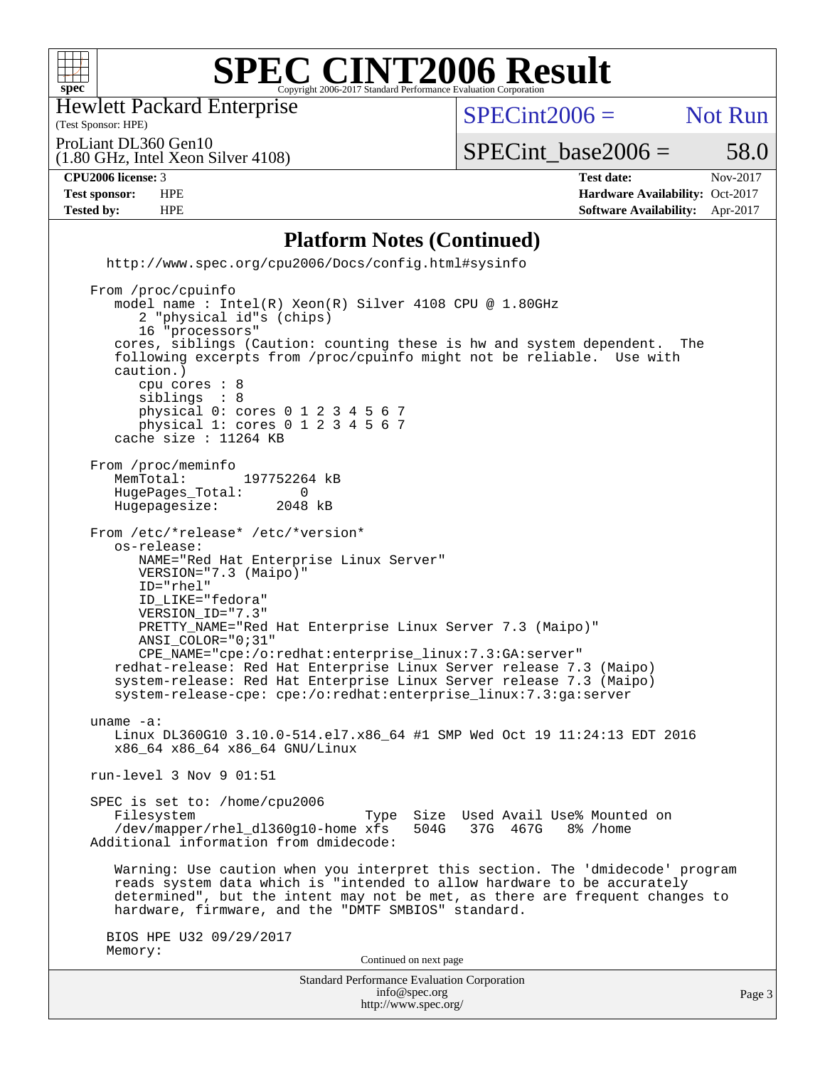# SPEC CINT2006 Result

Hewlett Packard Enterprise
(Test Sponsor: HPE)

ProLiant DL360 Gen10
(1.80 GHz, Intel Xeon Silver 4108)

SPECint2006 = Not Run

SPECint_base2006 = 58.0

| **CPU2006 license:** 3 | | **Test date:** | Nov-2017 |
|---|---|---|---|
| **Test sponsor:** | HPE | **Hardware Availability:** | Oct-2017 |
| **Tested by:** | HPE | **Software Availability:** | Apr-2017 |

## Platform Notes (Continued)

```
   http://www.spec.org/cpu2006/Docs/config.html#sysinfo

 From /proc/cpuinfo
    model name : Intel(R) Xeon(R) Silver 4108 CPU @ 1.80GHz
       2 "physical id"s (chips)
       16 "processors"
    cores, siblings (Caution: counting these is hw and system dependent.  The
    following excerpts from /proc/cpuinfo might not be reliable.  Use with
    caution.)
       cpu cores : 8
       siblings  : 8
       physical 0: cores 0 1 2 3 4 5 6 7
       physical 1: cores 0 1 2 3 4 5 6 7
    cache size : 11264 KB

 From /proc/meminfo
    MemTotal:       197752264 kB
    HugePages_Total:       0
    Hugepagesize:       2048 kB

 From /etc/*release* /etc/*version*
    os-release:
       NAME="Red Hat Enterprise Linux Server"
       VERSION="7.3 (Maipo)"
       ID="rhel"
       ID_LIKE="fedora"
       VERSION_ID="7.3"
       PRETTY_NAME="Red Hat Enterprise Linux Server 7.3 (Maipo)"
       ANSI_COLOR="0;31"
       CPE_NAME="cpe:/o:redhat:enterprise_linux:7.3:GA:server"
    redhat-release: Red Hat Enterprise Linux Server release 7.3 (Maipo)
    system-release: Red Hat Enterprise Linux Server release 7.3 (Maipo)
    system-release-cpe: cpe:/o:redhat:enterprise_linux:7.3:ga:server

 uname -a:
    Linux DL360G10 3.10.0-514.el7.x86_64 #1 SMP Wed Oct 19 11:24:13 EDT 2016
    x86_64 x86_64 x86_64 GNU/Linux

 run-level 3 Nov 9 01:51

 SPEC is set to: /home/cpu2006
    Filesystem                      Type  Size  Used Avail Use% Mounted on
    /dev/mapper/rhel_dl360g10-home xfs   504G   37G  467G   8% /home
 Additional information from dmidecode:

    Warning: Use caution when you interpret this section. The 'dmidecode' program
    reads system data which is "intended to allow hardware to be accurately
    determined", but the intent may not be met, as there are frequent changes to
    hardware, firmware, and the "DMTF SMBIOS" standard.

   BIOS HPE U32 09/29/2017
   Memory:
```

Continued on next page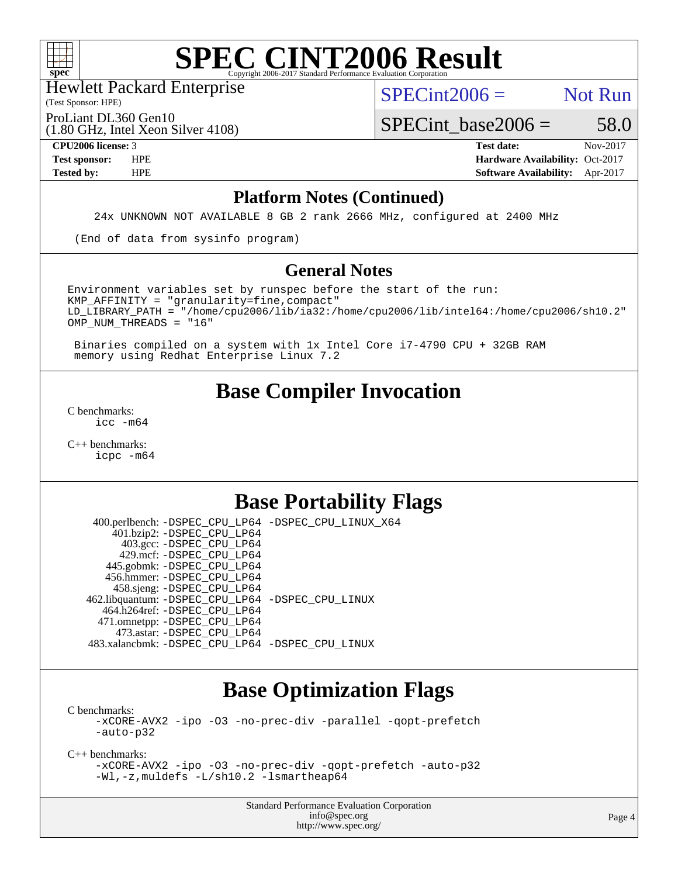# SPEC CINT2006 Result

Copyright 2006-2017 Standard Performance Evaluation Corporation

Hewlett Packard Enterprise
(Test Sponsor: HPE)

ProLiant DL360 Gen10
(1.80 GHz, Intel Xeon Silver 4108)

SPECint2006 = Not Run

SPECint_base2006 = 58.0

**CPU2006 license:** 3
**Test sponsor:** HPE
**Tested by:** HPE

**Test date:** Nov-2017
**Hardware Availability:** Oct-2017
**Software Availability:** Apr-2017

## Platform Notes (Continued)

```
    24x UNKNOWN NOT AVAILABLE 8 GB 2 rank 2666 MHz, configured at 2400 MHz

 (End of data from sysinfo program)
```

## General Notes

```
Environment variables set by runspec before the start of the run:
KMP_AFFINITY = "granularity=fine,compact"
LD_LIBRARY_PATH = "/home/cpu2006/lib/ia32:/home/cpu2006/lib/intel64:/home/cpu2006/sh10.2"
OMP_NUM_THREADS = "16"

 Binaries compiled on a system with 1x Intel Core i7-4790 CPU + 32GB RAM
 memory using Redhat Enterprise Linux 7.2
```

## Base Compiler Invocation

C benchmarks:
```
icc -m64
```

C++ benchmarks:
```
icpc -m64
```

## Base Portability Flags

| Benchmark | Flags |
|---|---|
| 400.perlbench: | -DSPEC_CPU_LP64 -DSPEC_CPU_LINUX_X64 |
| 401.bzip2: | -DSPEC_CPU_LP64 |
| 403.gcc: | -DSPEC_CPU_LP64 |
| 429.mcf: | -DSPEC_CPU_LP64 |
| 445.gobmk: | -DSPEC_CPU_LP64 |
| 456.hmmer: | -DSPEC_CPU_LP64 |
| 458.sjeng: | -DSPEC_CPU_LP64 |
| 462.libquantum: | -DSPEC_CPU_LP64 -DSPEC_CPU_LINUX |
| 464.h264ref: | -DSPEC_CPU_LP64 |
| 471.omnetpp: | -DSPEC_CPU_LP64 |
| 473.astar: | -DSPEC_CPU_LP64 |
| 483.xalancbmk: | -DSPEC_CPU_LP64 -DSPEC_CPU_LINUX |

## Base Optimization Flags

C benchmarks:
```
-xCORE-AVX2 -ipo -O3 -no-prec-div -parallel -qopt-prefetch
-auto-p32
```

C++ benchmarks:
```
-xCORE-AVX2 -ipo -O3 -no-prec-div -qopt-prefetch -auto-p32
-Wl,-z,muldefs -L/sh10.2 -lsmartheap64
```

Standard Performance Evaluation Corporation
info@spec.org
http://www.spec.org/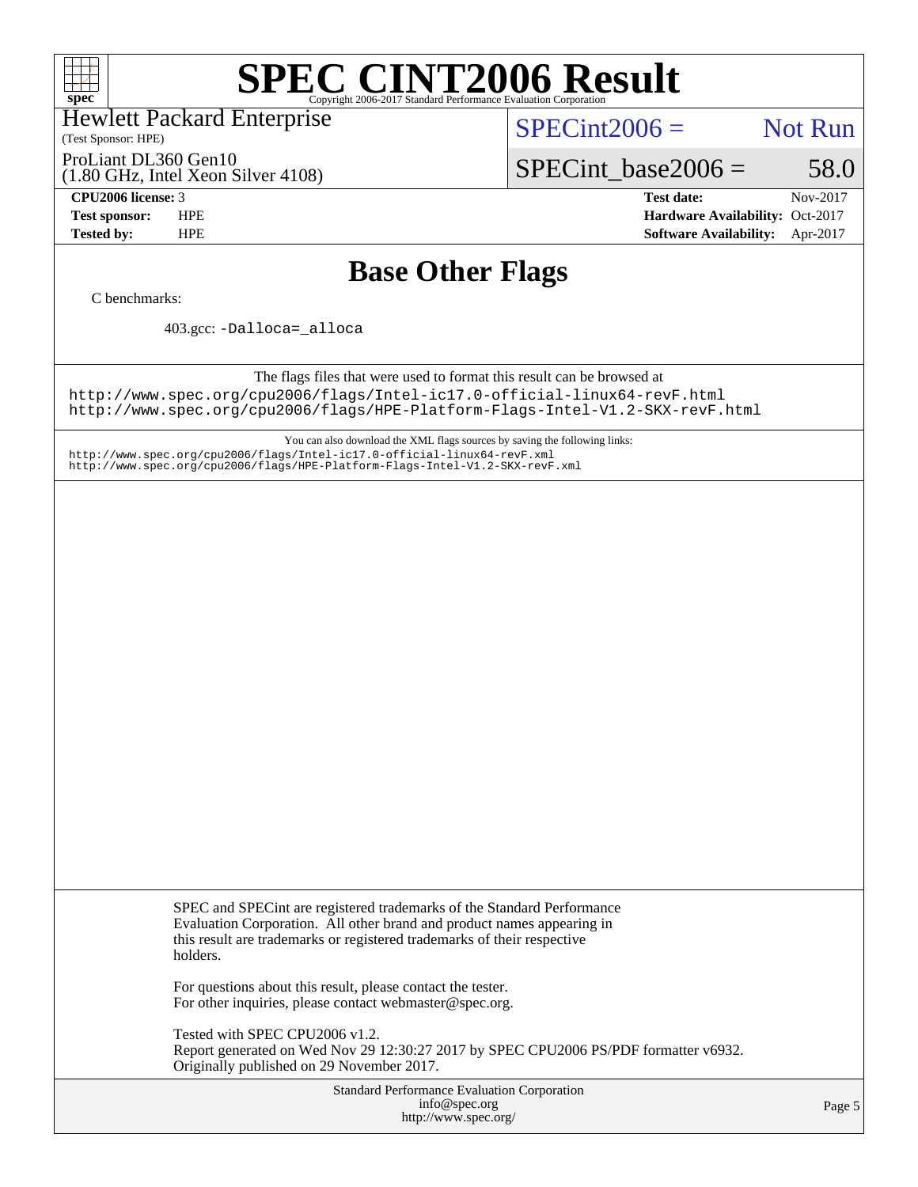# Base Other Flags

C benchmarks:

403.gcc: -Dalloca=_alloca

The flags files that were used to format this result can be browsed at
http://www.spec.org/cpu2006/flags/Intel-ic17.0-official-linux64-revF.html
http://www.spec.org/cpu2006/flags/HPE-Platform-Flags-Intel-V1.2-SKX-revF.html

You can also download the XML flags sources by saving the following links:
http://www.spec.org/cpu2006/flags/Intel-ic17.0-official-linux64-revF.xml
http://www.spec.org/cpu2006/flags/HPE-Platform-Flags-Intel-V1.2-SKX-revF.xml

SPEC and SPECint are registered trademarks of the Standard Performance Evaluation Corporation. All other brand and product names appearing in this result are trademarks or registered trademarks of their respective holders.

For questions about this result, please contact the tester.
For other inquiries, please contact webmaster@spec.org.

Tested with SPEC CPU2006 v1.2.
Report generated on Wed Nov 29 12:30:27 2017 by SPEC CPU2006 PS/PDF formatter v6932.
Originally published on 29 November 2017.